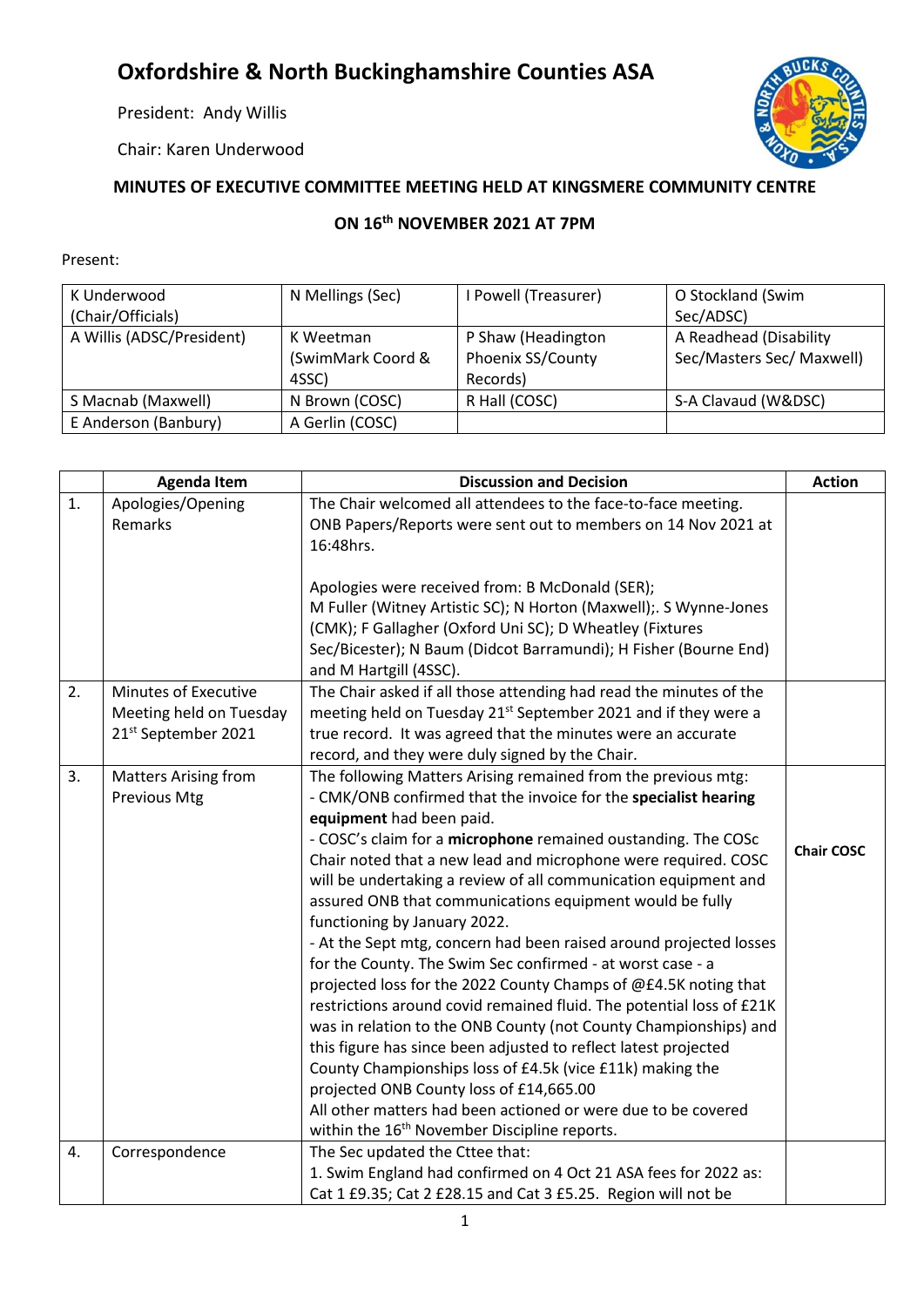# Oxfordshire & North Buckinghamshire Counties ASA

President: Andy Willis

Chair: Karen Underwood

**MINUTES OF EXECUTIVE COMMITTEE MEETING HELD AT KINGSMERE COMMUNITY CENTRE**

**ON 16th NOVEMBER 2021 AT 7PM**

Present:

| | | | |
|---|---|---|---|
| K Underwood (Chair/Officials) | N Mellings (Sec) | I Powell (Treasurer) | O Stockland (Swim Sec/ADSC) |
| A Willis (ADSC/President) | K Weetman (SwimMark Coord & 4SSC) | P Shaw (Headington Phoenix SS/County Records) | A Readhead (Disability Sec/Masters Sec/ Maxwell) |
| S Macnab (Maxwell) | N Brown (COSC) | R Hall (COSC) | S-A Clavaud (W&DSC) |
| E Anderson (Banbury) | A Gerlin (COSC) | | |

| | Agenda Item | Discussion and Decision | Action |
|---|---|---|---|
| 1. | Apologies/Opening Remarks | The Chair welcomed all attendees to the face-to-face meeting. ONB Papers/Reports were sent out to members on 14 Nov 2021 at 16:48hrs.<br><br>Apologies were received from: B McDonald (SER); M Fuller (Witney Artistic SC); N Horton (Maxwell);. S Wynne-Jones (CMK); F Gallagher (Oxford Uni SC); D Wheatley (Fixtures Sec/Bicester); N Baum (Didcot Barramundi); H Fisher (Bourne End) and M Hartgill (4SSC). | |
| 2. | Minutes of Executive Meeting held on Tuesday 21st September 2021 | The Chair asked if all those attending had read the minutes of the meeting held on Tuesday 21st September 2021 and if they were a true record. It was agreed that the minutes were an accurate record, and they were duly signed by the Chair. | |
| 3. | Matters Arising from Previous Mtg | The following Matters Arising remained from the previous mtg:<br>- CMK/ONB confirmed that the invoice for the **specialist hearing equipment** had been paid.<br>- COSC's claim for a **microphone** remained oustanding. The COSc Chair noted that a new lead and microphone were required. COSC will be undertaking a review of all communication equipment and assured ONB that communications equipment would be fully functioning by January 2022.<br>- At the Sept mtg, concern had been raised around projected losses for the County. The Swim Sec confirmed - at worst case - a projected loss for the 2022 County Champs of @£4.5K noting that restrictions around covid remained fluid. The potential loss of £21K was in relation to the ONB County (not County Championships) and this figure has since been adjusted to reflect latest projected County Championships loss of £4.5k (vice £11k) making the projected ONB County loss of £14,665.00<br>All other matters had been actioned or were due to be covered within the 16th November Discipline reports. | **Chair COSC** |
| 4. | Correspondence | The Sec updated the Cttee that:<br>1. Swim England had confirmed on 4 Oct 21 ASA fees for 2022 as: Cat 1 £9.35; Cat 2 £28.15 and Cat 3 £5.25. Region will not be | |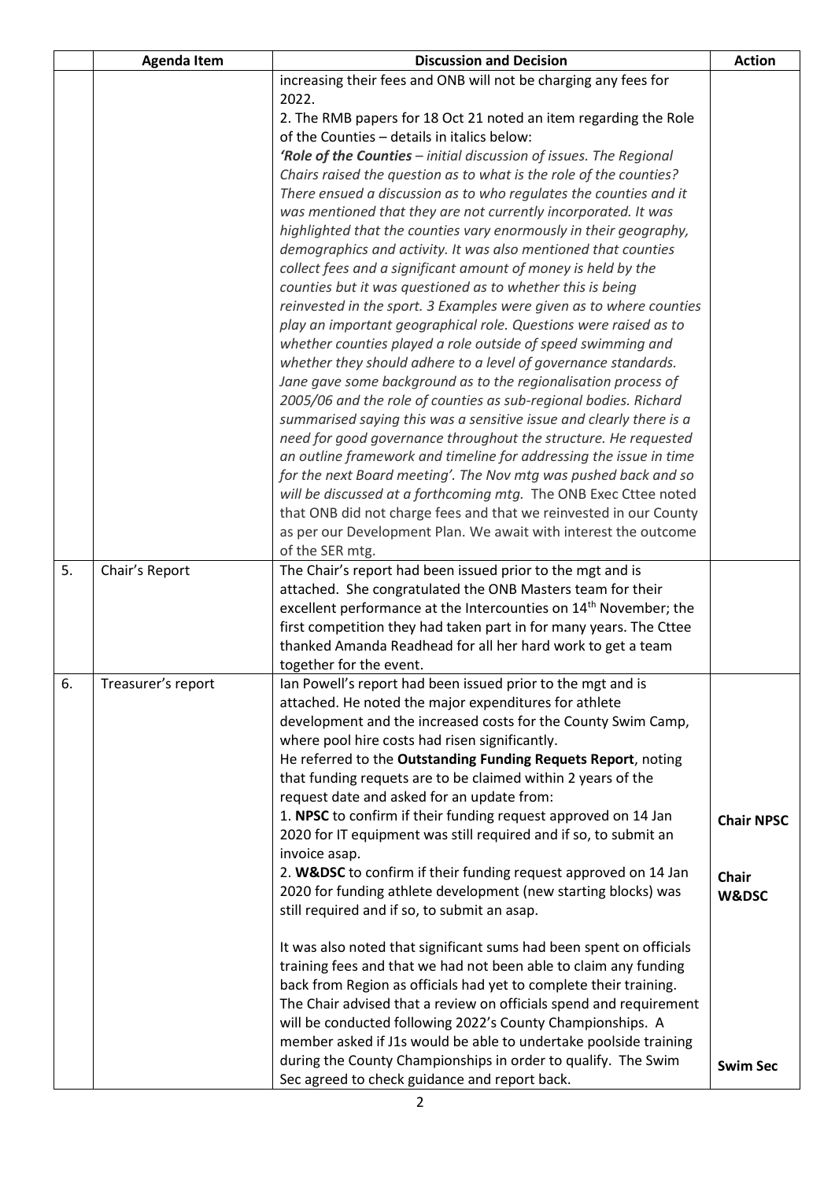| | Agenda Item | Discussion and Decision | Action |
|---|---|---|---|
| | | increasing their fees and ONB will not be charging any fees for 2022.<br>2. The RMB papers for 18 Oct 21 noted an item regarding the Role of the Counties – details in italics below:<br>***'Role of the Counties*** *– initial discussion of issues. The Regional Chairs raised the question as to what is the role of the counties? There ensued a discussion as to who regulates the counties and it was mentioned that they are not currently incorporated. It was highlighted that the counties vary enormously in their geography, demographics and activity. It was also mentioned that counties collect fees and a significant amount of money is held by the counties but it was questioned as to whether this is being reinvested in the sport. 3 Examples were given as to where counties play an important geographical role. Questions were raised as to whether counties played a role outside of speed swimming and whether they should adhere to a level of governance standards. Jane gave some background as to the regionalisation process of 2005/06 and the role of counties as sub-regional bodies. Richard summarised saying this was a sensitive issue and clearly there is a need for good governance throughout the structure. He requested an outline framework and timeline for addressing the issue in time for the next Board meeting'. The Nov mtg was pushed back and so will be discussed at a forthcoming mtg.* The ONB Exec Cttee noted that ONB did not charge fees and that we reinvested in our County as per our Development Plan. We await with interest the outcome of the SER mtg. | |
| 5. | Chair's Report | The Chair's report had been issued prior to the mgt and is attached. She congratulated the ONB Masters team for their excellent performance at the Intercounties on 14th November; the first competition they had taken part in for many years. The Cttee thanked Amanda Readhead for all her hard work to get a team together for the event. | |
| 6. | Treasurer's report | Ian Powell's report had been issued prior to the mgt and is attached. He noted the major expenditures for athlete development and the increased costs for the County Swim Camp, where pool hire costs had risen significantly.<br>He referred to the **Outstanding Funding Requets Report**, noting that funding requets are to be claimed within 2 years of the request date and asked for an update from:<br>1. **NPSC** to confirm if their funding request approved on 14 Jan 2020 for IT equipment was still required and if so, to submit an invoice asap.<br>2. **W&DSC** to confirm if their funding request approved on 14 Jan 2020 for funding athlete development (new starting blocks) was still required and if so, to submit an asap.<br><br>It was also noted that significant sums had been spent on officials training fees and that we had not been able to claim any funding back from Region as officials had yet to complete their training. The Chair advised that a review on officials spend and requirement will be conducted following 2022's County Championships. A member asked if J1s would be able to undertake poolside training during the County Championships in order to qualify. The Swim Sec agreed to check guidance and report back. | **Chair NPSC**<br><br>**Chair W&DSC**<br><br>**Swim Sec** |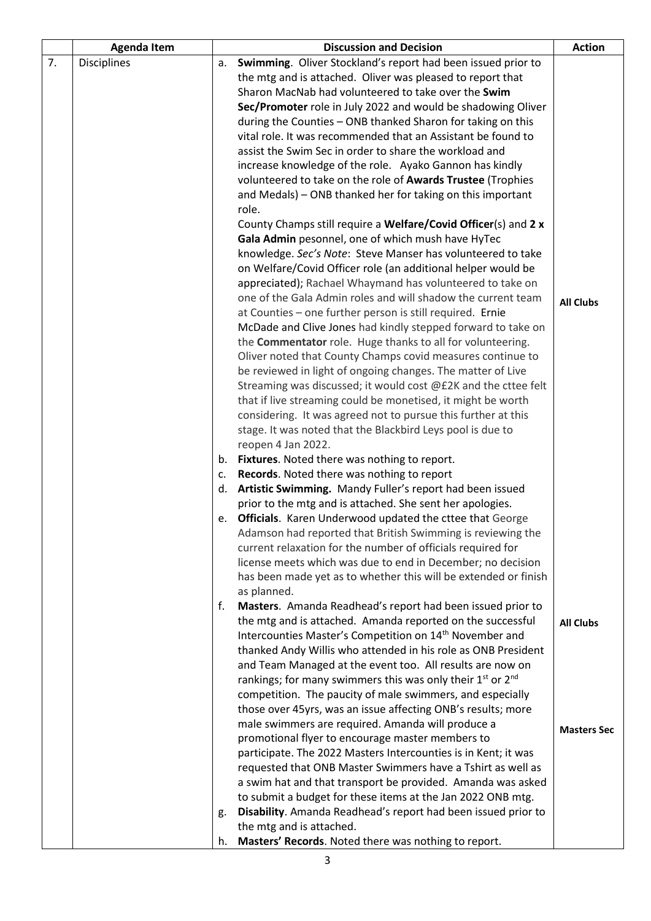| | Agenda Item | Discussion and Decision | Action |
|---|---|---|---|
| 7. | Disciplines | a. **Swimming**. Oliver Stockland's report had been issued prior to the mtg and is attached. Oliver was pleased to report that Sharon MacNab had volunteered to take over the **Swim Sec/Promoter** role in July 2022 and would be shadowing Oliver during the Counties – ONB thanked Sharon for taking on this vital role. It was recommended that an Assistant be found to assist the Swim Sec in order to share the workload and increase knowledge of the role. Ayako Gannon has kindly volunteered to take on the role of **Awards Trustee** (Trophies and Medals) – ONB thanked her for taking on this important role.<br>County Champs still require a **Welfare/Covid Officer**(s) and **2 x Gala Admin** pesonnel, one of which mush have HyTec knowledge. *Sec's Note*: Steve Manser has volunteered to take on Welfare/Covid Officer role (an additional helper would be appreciated); Rachael Whaymand has volunteered to take on one of the Gala Admin roles and will shadow the current team at Counties – one further person is still required. Ernie McDade and Clive Jones had kindly stepped forward to take on the **Commentator** role. Huge thanks to all for volunteering. Oliver noted that County Champs covid measures continue to be reviewed in light of ongoing changes. The matter of Live Streaming was discussed; it would cost @£2K and the cttee felt that if live streaming could be monetised, it might be worth considering. It was agreed not to pursue this further at this stage. It was noted that the Blackbird Leys pool is due to reopen 4 Jan 2022. | **All Clubs** |
| | | b. **Fixtures**. Noted there was nothing to report.<br>c. **Records**. Noted there was nothing to report<br>d. **Artistic Swimming.** Mandy Fuller's report had been issued prior to the mtg and is attached. She sent her apologies.<br>e. **Officials**. Karen Underwood updated the cttee that George Adamson had reported that British Swimming is reviewing the current relaxation for the number of officials required for license meets which was due to end in December; no decision has been made yet as to whether this will be extended or finish as planned. | |
| | | f. **Masters**. Amanda Readhead's report had been issued prior to the mtg and is attached. Amanda reported on the successful Intercounties Master's Competition on 14th November and thanked Andy Willis who attended in his role as ONB President and Team Managed at the event too. All results are now on rankings; for many swimmers this was only their 1st or 2nd competition. The paucity of male swimmers, and especially those over 45yrs, was an issue affecting ONB's results; more male swimmers are required. Amanda will produce a promotional flyer to encourage master members to participate. The 2022 Masters Intercounties is in Kent; it was requested that ONB Master Swimmers have a Tshirt as well as a swim hat and that transport be provided. Amanda was asked to submit a budget for these items at the Jan 2022 ONB mtg. | **All Clubs**<br><br>**Masters Sec** |
| | | g. **Disability**. Amanda Readhead's report had been issued prior to the mtg and is attached.<br>h. **Masters' Records**. Noted there was nothing to report. | |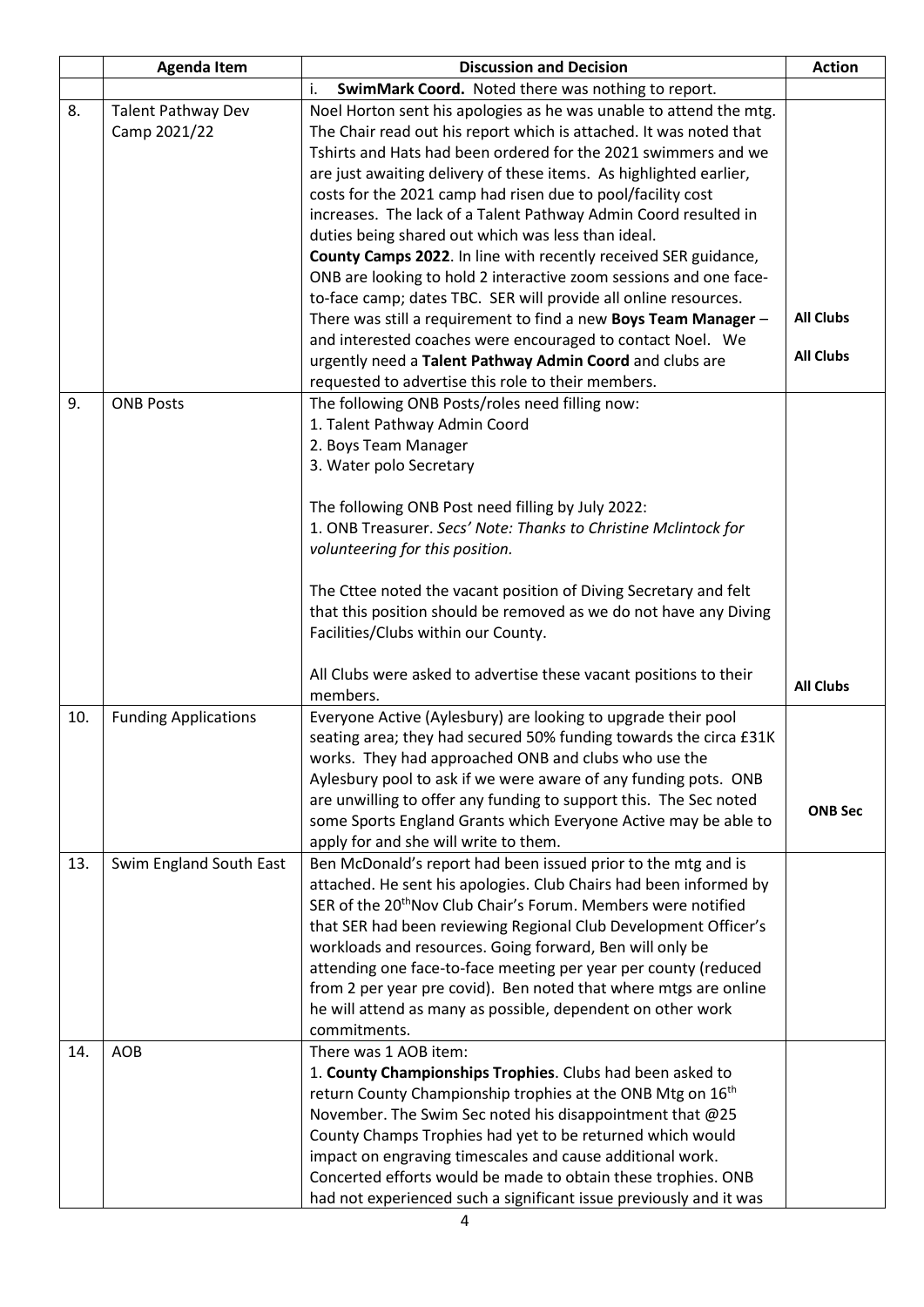| | Agenda Item | Discussion and Decision | Action |
|---|---|---|---|
| | | i. **SwimMark Coord.** Noted there was nothing to report. | |
| 8. | Talent Pathway Dev Camp 2021/22 | Noel Horton sent his apologies as he was unable to attend the mtg. The Chair read out his report which is attached. It was noted that Tshirts and Hats had been ordered for the 2021 swimmers and we are just awaiting delivery of these items. As highlighted earlier, costs for the 2021 camp had risen due to pool/facility cost increases. The lack of a Talent Pathway Admin Coord resulted in duties being shared out which was less than ideal.<br>**County Camps 2022**. In line with recently received SER guidance, ONB are looking to hold 2 interactive zoom sessions and one face-to-face camp; dates TBC. SER will provide all online resources.<br>There was still a requirement to find a new **Boys Team Manager** – and interested coaches were encouraged to contact Noel. We urgently need a **Talent Pathway Admin Coord** and clubs are requested to advertise this role to their members. | **All Clubs**<br><br>**All Clubs** |
| 9. | ONB Posts | The following ONB Posts/roles need filling now:<br>1. Talent Pathway Admin Coord<br>2. Boys Team Manager<br>3. Water polo Secretary<br><br>The following ONB Post need filling by July 2022:<br>1. ONB Treasurer. *Secs' Note: Thanks to Christine Mclintock for volunteering for this position.*<br><br>The Cttee noted the vacant position of Diving Secretary and felt that this position should be removed as we do not have any Diving Facilities/Clubs within our County.<br><br>All Clubs were asked to advertise these vacant positions to their members. | **All Clubs** |
| 10. | Funding Applications | Everyone Active (Aylesbury) are looking to upgrade their pool seating area; they had secured 50% funding towards the circa £31K works. They had approached ONB and clubs who use the Aylesbury pool to ask if we were aware of any funding pots. ONB are unwilling to offer any funding to support this. The Sec noted some Sports England Grants which Everyone Active may be able to apply for and she will write to them. | **ONB Sec** |
| 13. | Swim England South East | Ben McDonald's report had been issued prior to the mtg and is attached. He sent his apologies. Club Chairs had been informed by SER of the 20th Nov Club Chair's Forum. Members were notified that SER had been reviewing Regional Club Development Officer's workloads and resources. Going forward, Ben will only be attending one face-to-face meeting per year per county (reduced from 2 per year pre covid). Ben noted that where mtgs are online he will attend as many as possible, dependent on other work commitments. | |
| 14. | AOB | There was 1 AOB item:<br>1. **County Championships Trophies**. Clubs had been asked to return County Championship trophies at the ONB Mtg on 16th November. The Swim Sec noted his disappointment that @25 County Champs Trophies had yet to be returned which would impact on engraving timescales and cause additional work. Concerted efforts would be made to obtain these trophies. ONB had not experienced such a significant issue previously and it was | |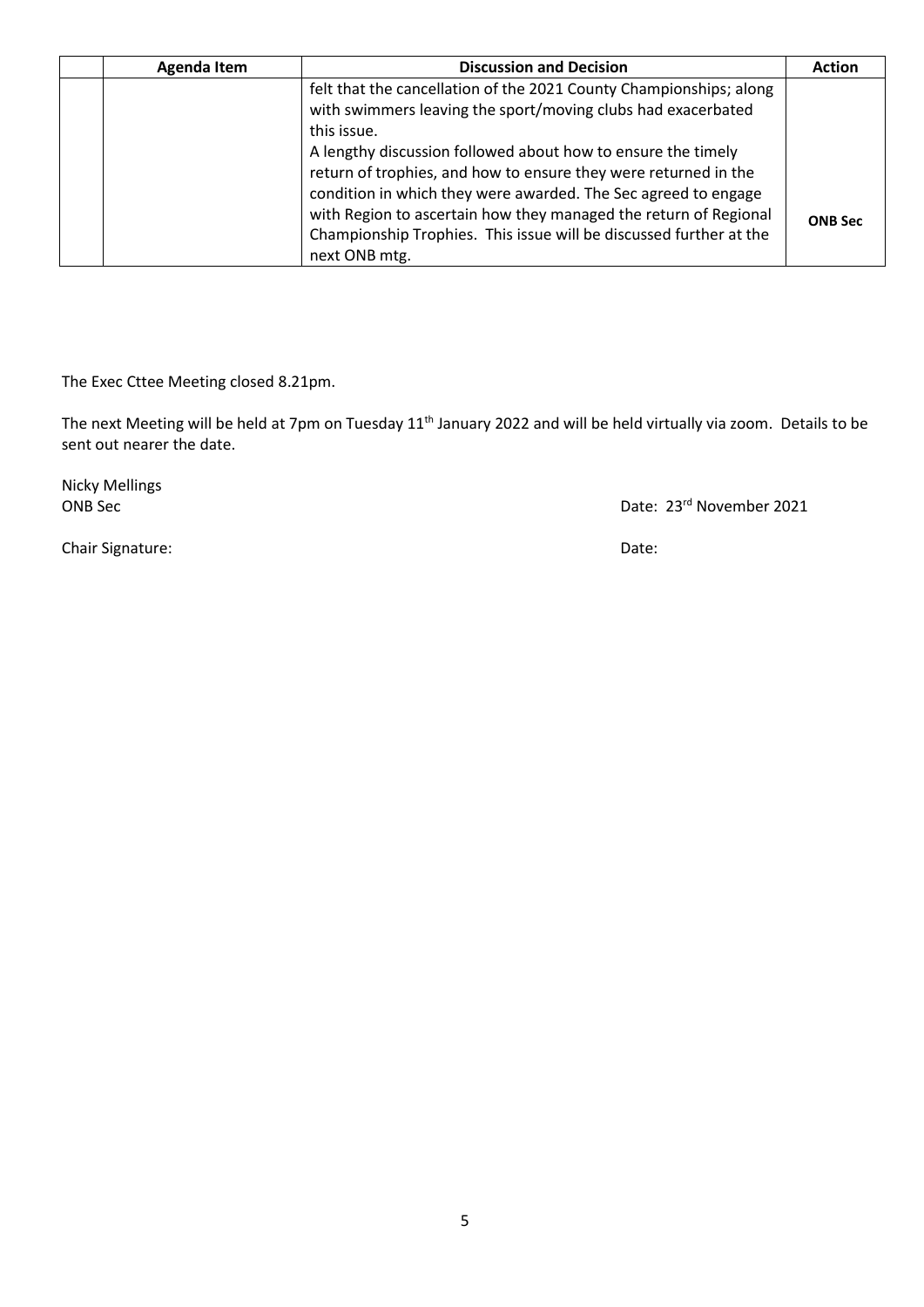| | Agenda Item | Discussion and Decision | Action |
|---|---|---|---|
| | | felt that the cancellation of the 2021 County Championships; along with swimmers leaving the sport/moving clubs had exacerbated this issue.<br>A lengthy discussion followed about how to ensure the timely return of trophies, and how to ensure they were returned in the condition in which they were awarded. The Sec agreed to engage with Region to ascertain how they managed the return of Regional Championship Trophies. This issue will be discussed further at the next ONB mtg. | **ONB Sec** |

The Exec Cttee Meeting closed 8.21pm.

The next Meeting will be held at 7pm on Tuesday 11th January 2022 and will be held virtually via zoom. Details to be sent out nearer the date.

Nicky Mellings
ONB Sec

Date: 23rd November 2021

Chair Signature:

Date: